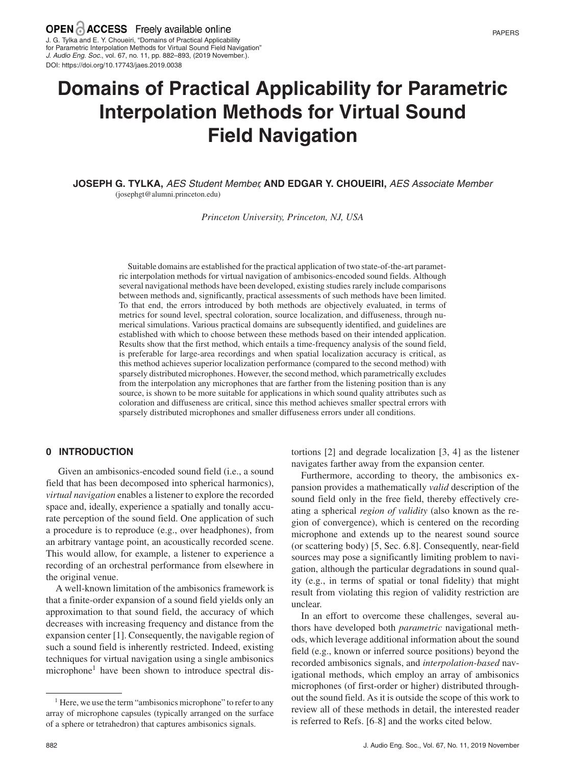OPEN ACCESS Freely available online

J. G. Tylka and E. Y. Choueiri, "Domains of Practical Applicability for Parametric Interpolation Methods for Virtual Sound Field Navigation" *J. Audio Eng. Soc.*, vol. 67, no. 11, pp. 882–893, (2019 November.).
DOI: https://doi.org/10.17743/jaes.2019.0038

# Domains of Practical Applicability for Parametric Interpolation Methods for Virtual Sound Field Navigation

**JOSEPH G. TYLKA,** *AES Student Member,* **AND EDGAR Y. CHOUEIRI,** *AES Associate Member*
(josephgt@alumni.princeton.edu)

*Princeton University, Princeton, NJ, USA*

Suitable domains are established for the practical application of two state-of-the-art parametric interpolation methods for virtual navigation of ambisonics-encoded sound fields. Although several navigational methods have been developed, existing studies rarely include comparisons between methods and, significantly, practical assessments of such methods have been limited. To that end, the errors introduced by both methods are objectively evaluated, in terms of metrics for sound level, spectral coloration, source localization, and diffuseness, through numerical simulations. Various practical domains are subsequently identified, and guidelines are established with which to choose between these methods based on their intended application. Results show that the first method, which entails a time-frequency analysis of the sound field, is preferable for large-area recordings and when spatial localization accuracy is critical, as this method achieves superior localization performance (compared to the second method) with sparsely distributed microphones. However, the second method, which parametrically excludes from the interpolation any microphones that are farther from the listening position than is any source, is shown to be more suitable for applications in which sound quality attributes such as coloration and diffuseness are critical, since this method achieves smaller spectral errors with sparsely distributed microphones and smaller diffuseness errors under all conditions.

## 0 INTRODUCTION

Given an ambisonics-encoded sound field (i.e., a sound field that has been decomposed into spherical harmonics), *virtual navigation* enables a listener to explore the recorded space and, ideally, experience a spatially and tonally accurate perception of the sound field. One application of such a procedure is to reproduce (e.g., over headphones), from an arbitrary vantage point, an acoustically recorded scene. This would allow, for example, a listener to experience a recording of an orchestral performance from elsewhere in the original venue.

A well-known limitation of the ambisonics framework is that a finite-order expansion of a sound field yields only an approximation to that sound field, the accuracy of which decreases with increasing frequency and distance from the expansion center [1]. Consequently, the navigable region of such a sound field is inherently restricted. Indeed, existing techniques for virtual navigation using a single ambisonics microphone[1] have been shown to introduce spectral distortions [2] and degrade localization [3, 4] as the listener navigates farther away from the expansion center.

Furthermore, according to theory, the ambisonics expansion provides a mathematically *valid* description of the sound field only in the free field, thereby effectively creating a spherical *region of validity* (also known as the region of convergence), which is centered on the recording microphone and extends up to the nearest sound source (or scattering body) [5, Sec. 6.8]. Consequently, near-field sources may pose a significantly limiting problem to navigation, although the particular degradations in sound quality (e.g., in terms of spatial or tonal fidelity) that might result from violating this region of validity restriction are unclear.

In an effort to overcome these challenges, several authors have developed both *parametric* navigational methods, which leverage additional information about the sound field (e.g., known or inferred source positions) beyond the recorded ambisonics signals, and *interpolation-based* navigational methods, which employ an array of ambisonics microphones (of first-order or higher) distributed throughout the sound field. As it is outside the scope of this work to review all of these methods in detail, the interested reader is referred to Refs. [6–8] and the works cited below.

[1] Here, we use the term "ambisonics microphone" to refer to any array of microphone capsules (typically arranged on the surface of a sphere or tetrahedron) that captures ambisonics signals.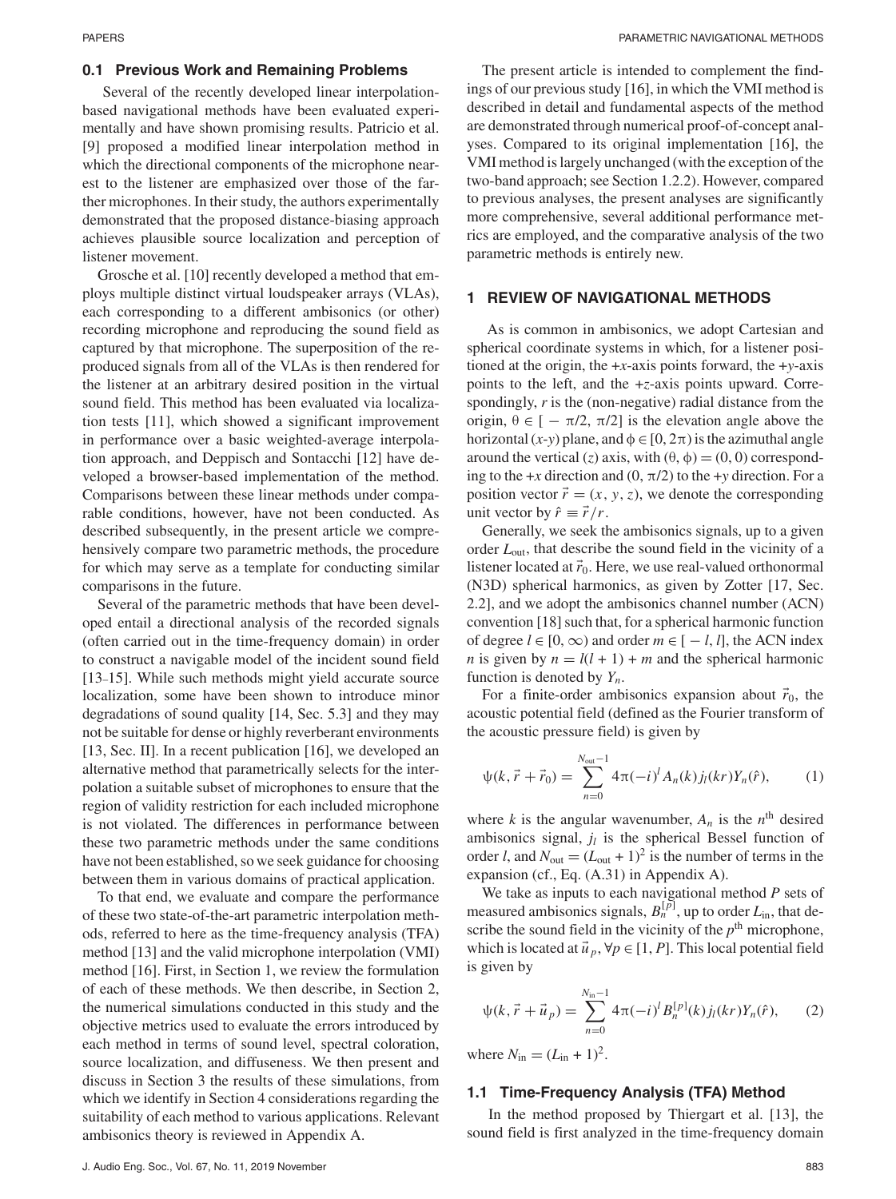### 0.1 Previous Work and Remaining Problems

Several of the recently developed linear interpolation-based navigational methods have been evaluated experimentally and have shown promising results. Patricio et al. [9] proposed a modified linear interpolation method in which the directional components of the microphone nearest to the listener are emphasized over those of the farther microphones. In their study, the authors experimentally demonstrated that the proposed distance-biasing approach achieves plausible source localization and perception of listener movement.

Grosche et al. [10] recently developed a method that employs multiple distinct virtual loudspeaker arrays (VLAs), each corresponding to a different ambisonics (or other) recording microphone and reproducing the sound field as captured by that microphone. The superposition of the reproduced signals from all of the VLAs is then rendered for the listener at an arbitrary desired position in the virtual sound field. This method has been evaluated via localization tests [11], which showed a significant improvement in performance over a basic weighted-average interpolation approach, and Deppisch and Sontacchi [12] have developed a browser-based implementation of the method. Comparisons between these linear methods under comparable conditions, however, have not been conducted. As described subsequently, in the present article we comprehensively compare two parametric methods, the procedure for which may serve as a template for conducting similar comparisons in the future.

Several of the parametric methods that have been developed entail a directional analysis of the recorded signals (often carried out in the time-frequency domain) in order to construct a navigable model of the incident sound field [13–15]. While such methods might yield accurate source localization, some have been shown to introduce minor degradations of sound quality [14, Sec. 5.3] and they may not be suitable for dense or highly reverberant environments [13, Sec. II]. In a recent publication [16], we developed an alternative method that parametrically selects for the interpolation a suitable subset of microphones to ensure that the region of validity restriction for each included microphone is not violated. The differences in performance between these two parametric methods under the same conditions have not been established, so we seek guidance for choosing between them in various domains of practical application.

To that end, we evaluate and compare the performance of these two state-of-the-art parametric interpolation methods, referred to here as the time-frequency analysis (TFA) method [13] and the valid microphone interpolation (VMI) method [16]. First, in Section 1, we review the formulation of each of these methods. We then describe, in Section 2, the numerical simulations conducted in this study and the objective metrics used to evaluate the errors introduced by each method in terms of sound level, spectral coloration, source localization, and diffuseness. We then present and discuss in Section 3 the results of these simulations, from which we identify in Section 4 considerations regarding the suitability of each method to various applications. Relevant ambisonics theory is reviewed in Appendix A.

The present article is intended to complement the findings of our previous study [16], in which the VMI method is described in detail and fundamental aspects of the method are demonstrated through numerical proof-of-concept analyses. Compared to its original implementation [16], the VMI method is largely unchanged (with the exception of the two-band approach; see Section 1.2.2). However, compared to previous analyses, the present analyses are significantly more comprehensive, several additional performance metrics are employed, and the comparative analysis of the two parametric methods is entirely new.

## 1 REVIEW OF NAVIGATIONAL METHODS

As is common in ambisonics, we adopt Cartesian and spherical coordinate systems in which, for a listener positioned at the origin, the $+x$-axis points forward, the $+y$-axis points to the left, and the $+z$-axis points upward. Correspondingly, $r$ is the (non-negative) radial distance from the origin, $\theta \in [-\pi/2, \pi/2]$ is the elevation angle above the horizontal ($x$-$y$) plane, and $\phi \in [0, 2\pi)$ is the azimuthal angle around the vertical ($z$) axis, with $(\theta, \phi) = (0, 0)$ corresponding to the $+x$ direction and $(0, \pi/2)$ to the $+y$ direction. For a position vector $\vec{r} = (x, y, z)$, we denote the corresponding unit vector by $\hat{r} \equiv \vec{r}/r$.

Generally, we seek the ambisonics signals, up to a given order $L_{\text{out}}$, that describe the sound field in the vicinity of a listener located at $\vec{r}_0$. Here, we use real-valued orthonormal (N3D) spherical harmonics, as given by Zotter [17, Sec. 2.2], and we adopt the ambisonics channel number (ACN) convention [18] such that, for a spherical harmonic function of degree $l \in [0, \infty)$ and order $m \in [-l, l]$, the ACN index $n$ is given by $n = l(l + 1) + m$ and the spherical harmonic function is denoted by $Y_n$.

For a finite-order ambisonics expansion about $\vec{r}_0$, the acoustic potential field (defined as the Fourier transform of the acoustic pressure field) is given by

$$\psi(k, \vec{r} + \vec{r}_0) = \sum_{n=0}^{N_{\text{out}}-1} 4\pi(-i)^l A_n(k) j_l(kr) Y_n(\hat{r}), \tag{1}$$

where $k$ is the angular wavenumber, $A_n$ is the $n^{\text{th}}$ desired ambisonics signal, $j_l$ is the spherical Bessel function of order $l$, and $N_{\text{out}} = (L_{\text{out}} + 1)^2$ is the number of terms in the expansion (cf., Eq. (A.31) in Appendix A).

We take as inputs to each navigational method $P$ sets of measured ambisonics signals, $B_n^{[p]}$, up to order $L_{\text{in}}$, that describe the sound field in the vicinity of the $p^{\text{th}}$ microphone, which is located at $\vec{u}_p, \forall p \in [1, P]$. This local potential field is given by

$$\psi(k, \vec{r} + \vec{u}_p) = \sum_{n=0}^{N_{\text{in}}-1} 4\pi(-i)^l B_n^{[p]}(k) j_l(kr) Y_n(\hat{r}), \tag{2}$$

where $N_{\text{in}} = (L_{\text{in}} + 1)^2$.

### 1.1 Time-Frequency Analysis (TFA) Method

In the method proposed by Thiergart et al. [13], the sound field is first analyzed in the time-frequency domain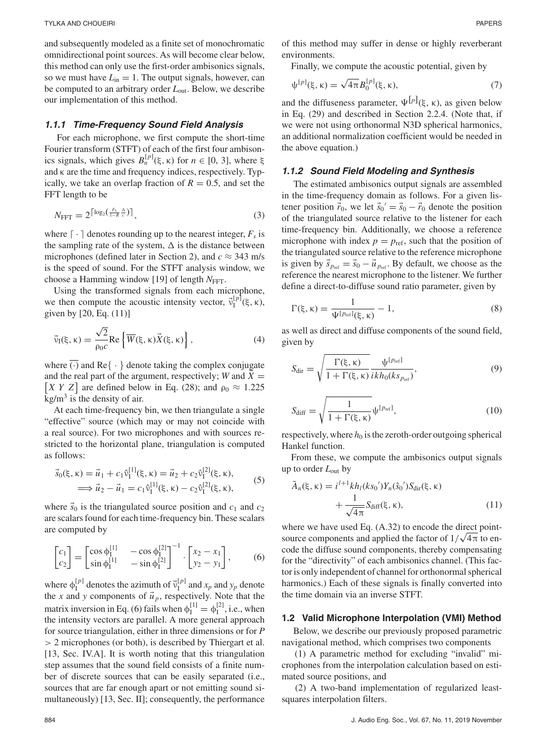and subsequently modeled as a finite set of monochromatic omnidirectional point sources. As will become clear below, this method can only use the first-order ambisonics signals, so we must have $L_{\text{in}} = 1$. The output signals, however, can be computed to an arbitrary order $L_{\text{out}}$. Below, we describe our implementation of this method.

#### *1.1.1 Time-Frequency Sound Field Analysis*

For each microphone, we first compute the short-time Fourier transform (STFT) of each of the first four ambisonics signals, which gives $B_n^{[p]}(\xi, \kappa)$ for $n \in [0, 3]$, where $\xi$ and $\kappa$ are the time and frequency indices, respectively. Typically, we take an overlap fraction of $R = 0.5$, and set the FFT length to be

$$N_{\text{FFT}} = 2^{\left\lceil \log_2\left(\frac{F_s}{1-R}\frac{\Delta}{c}\right)\right\rceil}, \tag{3}$$

where $\lceil \cdot \rceil$ denotes rounding up to the nearest integer, $F_s$ is the sampling rate of the system, $\Delta$ is the distance between microphones (defined later in Section 2), and $c \approx 343$ m/s is the speed of sound. For the STFT analysis window, we choose a Hamming window [19] of length $N_{\text{FFT}}$.

Using the transformed signals from each microphone, we then compute the acoustic intensity vector, $\vec{\mathrm{v}}_{\mathrm{I}}^{[p]}(\xi, \kappa)$, given by [20, Eq. (11)]

$$\vec{\mathrm{v}}_{\mathrm{I}}(\xi, \kappa) = \frac{\sqrt{2}}{\rho_0 c}\mathrm{Re}\left\{\overline{W}(\xi, \kappa)\vec{X}(\xi, \kappa)\right\}, \tag{4}$$

where $\overline{(\cdot)}$ and $\mathrm{Re}\{\cdot\}$ denote taking the complex conjugate and the real part of the argument, respectively; $W$ and $\vec{X} = \begin{bmatrix} X & Y & Z \end{bmatrix}$ are defined below in Eq. (28); and $\rho_0 \approx 1.225$ kg/m$^3$ is the density of air.

At each time-frequency bin, we then triangulate a single "effective" source (which may or may not coincide with a real source). For two microphones and with sources restricted to the horizontal plane, triangulation is computed as follows:

$$\begin{aligned} \vec{s}_0(\xi, \kappa) &= \vec{u}_1 + c_1\hat{\mathrm{v}}_{\mathrm{I}}^{[1]}(\xi, \kappa) = \vec{u}_2 + c_2\hat{\mathrm{v}}_{\mathrm{I}}^{[2]}(\xi, \kappa), \\ &\Longrightarrow \vec{u}_2 - \vec{u}_1 = c_1\hat{\mathrm{v}}_{\mathrm{I}}^{[1]}(\xi, \kappa) - c_2\hat{\mathrm{v}}_{\mathrm{I}}^{[2]}(\xi, \kappa), \end{aligned} \tag{5}$$

where $\vec{s}_0$ is the triangulated source position and $c_1$ and $c_2$ are scalars found for each time-frequency bin. These scalars are computed by

$$\begin{bmatrix} c_1 \\ c_2 \end{bmatrix} = \begin{bmatrix} \cos\phi_{\mathrm{I}}^{[1]} & -\cos\phi_{\mathrm{I}}^{[2]} \\ \sin\phi_{\mathrm{I}}^{[1]} & -\sin\phi_{\mathrm{I}}^{[2]} \end{bmatrix}^{-1} \cdot \begin{bmatrix} x_2 - x_1 \\ y_2 - y_1 \end{bmatrix}, \tag{6}$$

where $\phi_{\mathrm{I}}^{[p]}$ denotes the azimuth of $\vec{\mathrm{v}}_{\mathrm{I}}^{[p]}$ and $x_p$ and $y_p$ denote the $x$ and $y$ components of $\vec{u}_p$, respectively. Note that the matrix inversion in Eq. (6) fails when $\phi_{\mathrm{I}}^{[1]} = \phi_{\mathrm{I}}^{[2]}$, i.e., when the intensity vectors are parallel. A more general approach for source triangulation, either in three dimensions or for $P > 2$ microphones (or both), is described by Thiergart et al. [13, Sec. IV.A]. It is worth noting that this triangulation step assumes that the sound field consists of a finite number of discrete sources that can be easily separated (i.e., sources that are far enough apart or not emitting sound simultaneously) [13, Sec. II]; consequently, the performance of this method may suffer in dense or highly reverberant environments.

Finally, we compute the acoustic potential, given by

$$\psi^{[p]}(\xi, \kappa) = \sqrt{4\pi}B_0^{[p]}(\xi, \kappa), \tag{7}$$

and the diffuseness parameter, $\Psi^{[p]}(\xi, \kappa)$, as given below in Eq. (29) and described in Section 2.2.4. (Note that, if we were not using orthonormal N3D spherical harmonics, an additional normalization coefficient would be needed in the above equation.)

#### *1.1.2 Sound Field Modeling and Synthesis*

The estimated ambisonics output signals are assembled in the time-frequency domain as follows. For a given listener position $\vec{r}_0$, we let $\vec{s}_0{}' = \vec{s}_0 - \vec{r}_0$ denote the position of the triangulated source relative to the listener for each time-frequency bin. Additionally, we choose a reference microphone with index $p = p_{\text{ref}}$, such that the position of the triangulated source relative to the reference microphone is given by $\vec{s}_{p_{\text{ref}}} = \vec{s}_0 - \vec{u}_{p_{\text{ref}}}$. By default, we choose as the reference the nearest microphone to the listener. We further define a direct-to-diffuse sound ratio parameter, given by

$$\Gamma(\xi, \kappa) = \frac{1}{\Psi^{[p_{\text{ref}}]}(\xi, \kappa)} - 1, \tag{8}$$

as well as direct and diffuse components of the sound field, given by

$$S_{\text{dir}} = \sqrt{\frac{\Gamma(\xi, \kappa)}{1 + \Gamma(\xi, \kappa)}}\frac{\psi^{[p_{\text{ref}}]}}{ikh_0(ks_{p_{\text{ref}}})}, \tag{9}$$

$$S_{\text{diff}} = \sqrt{\frac{1}{1 + \Gamma(\xi, \kappa)}}\psi^{[p_{\text{ref}}]}, \tag{10}$$

respectively, where $h_0$ is the zeroth-order outgoing spherical Hankel function.

From these, we compute the ambisonics output signals up to order $L_{\text{out}}$ by

$$\begin{aligned} \tilde{A}_n(\xi, \kappa) = {} & i^{l+1}kh_l(ks_0{}')Y_n(\hat{s}_0{}')S_{\text{dir}}(\xi, \kappa) \\ & + \frac{1}{\sqrt{4\pi}}S_{\text{diff}}(\xi, \kappa), \end{aligned} \tag{11}$$

where we have used Eq. (A.32) to encode the direct point-source components and applied the factor of $1/\sqrt{4\pi}$ to encode the diffuse sound components, thereby compensating for the "directivity" of each ambisonics channel. (This factor is only independent of channel for orthonormal spherical harmonics.) Each of these signals is finally converted into the time domain via an inverse STFT.

### 1.2 Valid Microphone Interpolation (VMI) Method

Below, we describe our previously proposed parametric navigational method, which comprises two components

(1) A parametric method for excluding "invalid" microphones from the interpolation calculation based on estimated source positions, and

(2) A two-band implementation of regularized least-squares interpolation filters.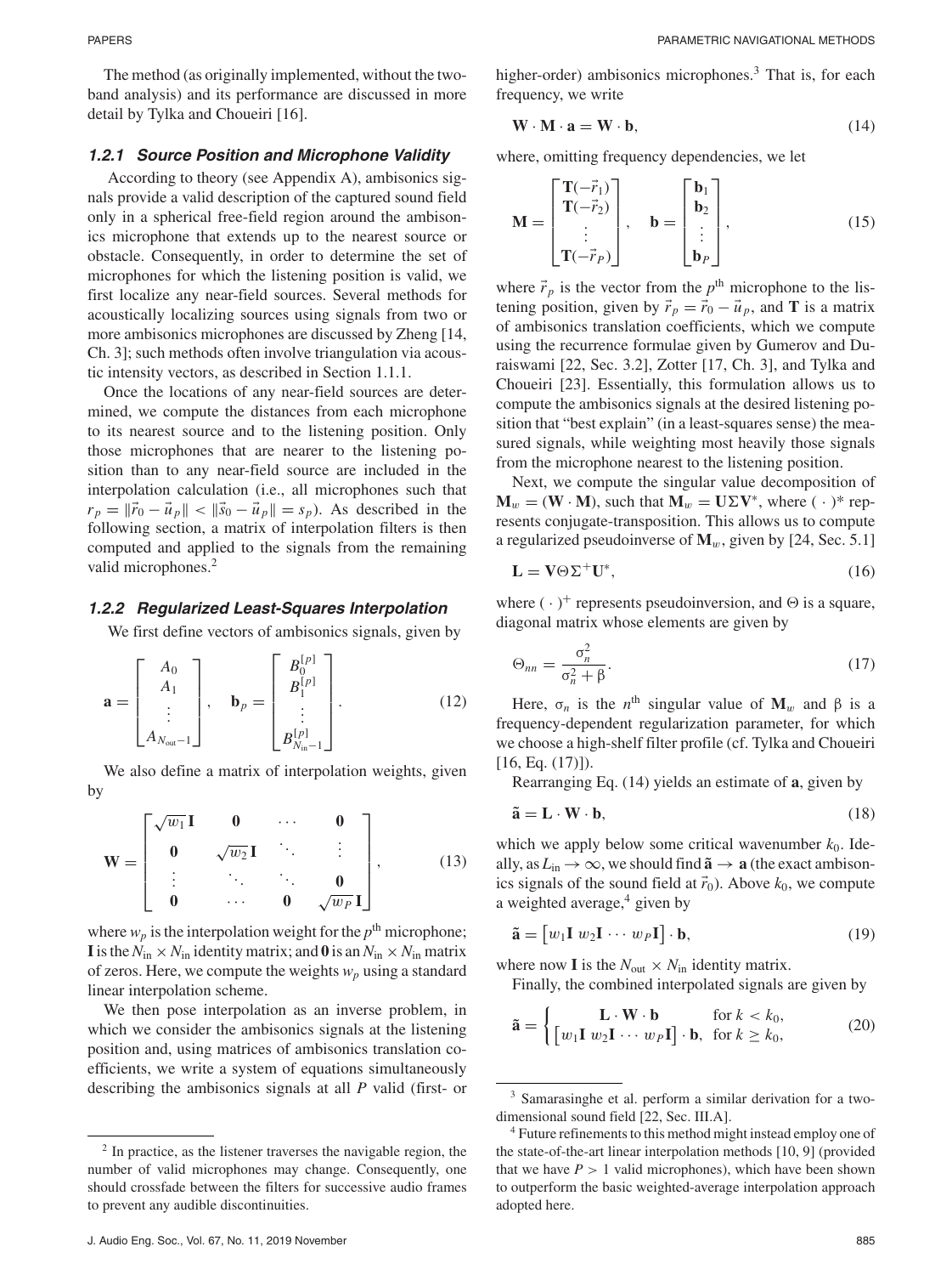The method (as originally implemented, without the two-band analysis) and its performance are discussed in more detail by Tylka and Choueiri [16].

#### 1.2.1 Source Position and Microphone Validity

According to theory (see Appendix A), ambisonics signals provide a valid description of the captured sound field only in a spherical free-field region around the ambisonics microphone that extends up to the nearest source or obstacle. Consequently, in order to determine the set of microphones for which the listening position is valid, we first localize any near-field sources. Several methods for acoustically localizing sources using signals from two or more ambisonics microphones are discussed by Zheng [14, Ch. 3]; such methods often involve triangulation via acoustic intensity vectors, as described in Section 1.1.1.

Once the locations of any near-field sources are determined, we compute the distances from each microphone to its nearest source and to the listening position. Only those microphones that are nearer to the listening position than to any near-field source are included in the interpolation calculation (i.e., all microphones such that $r_p = \|\vec{r}_0 - \vec{u}_p\| < \|\vec{s}_0 - \vec{u}_p\| = s_p$). As described in the following section, a matrix of interpolation filters is then computed and applied to the signals from the remaining valid microphones.[2]

#### 1.2.2 Regularized Least-Squares Interpolation

We first define vectors of ambisonics signals, given by

$$\mathbf{a} = \begin{bmatrix} A_0 \\ A_1 \\ \vdots \\ A_{N_{\text{out}}-1} \end{bmatrix}, \quad \mathbf{b}_p = \begin{bmatrix} B_0^{[p]} \\ B_1^{[p]} \\ \vdots \\ B_{N_{\text{in}}-1}^{[p]} \end{bmatrix}. \tag{12}$$

We also define a matrix of interpolation weights, given by

$$\mathbf{W} = \begin{bmatrix} \sqrt{w_1}\,\mathbf{I} & \mathbf{0} & \cdots & \mathbf{0} \\ \mathbf{0} & \sqrt{w_2}\,\mathbf{I} & \ddots & \vdots \\ \vdots & \ddots & \ddots & \mathbf{0} \\ \mathbf{0} & \cdots & \mathbf{0} & \sqrt{w_P}\,\mathbf{I} \end{bmatrix}, \tag{13}$$

where $w_p$ is the interpolation weight for the $p^{\text{th}}$ microphone; $\mathbf{I}$ is the $N_{\text{in}} \times N_{\text{in}}$ identity matrix; and $\mathbf{0}$ is an $N_{\text{in}} \times N_{\text{in}}$ matrix of zeros. Here, we compute the weights $w_p$ using a standard linear interpolation scheme.

We then pose interpolation as an inverse problem, in which we consider the ambisonics signals at the listening position and, using matrices of ambisonics translation coefficients, we write a system of equations simultaneously describing the ambisonics signals at all $P$ valid (first- or higher-order) ambisonics microphones.[3] That is, for each frequency, we write

$$\mathbf{W} \cdot \mathbf{M} \cdot \mathbf{a} = \mathbf{W} \cdot \mathbf{b}, \tag{14}$$

where, omitting frequency dependencies, we let

$$\mathbf{M} = \begin{bmatrix} \mathbf{T}(-\vec{r}_1) \\ \mathbf{T}(-\vec{r}_2) \\ \vdots \\ \mathbf{T}(-\vec{r}_P) \end{bmatrix}, \quad \mathbf{b} = \begin{bmatrix} \mathbf{b}_1 \\ \mathbf{b}_2 \\ \vdots \\ \mathbf{b}_P \end{bmatrix}, \tag{15}$$

where $\vec{r}_p$ is the vector from the $p^{\text{th}}$ microphone to the listening position, given by $\vec{r}_p = \vec{r}_0 - \vec{u}_p$, and $\mathbf{T}$ is a matrix of ambisonics translation coefficients, which we compute using the recurrence formulae given by Gumerov and Duraiswami [22, Sec. 3.2], Zotter [17, Ch. 3], and Tylka and Choueiri [23]. Essentially, this formulation allows us to compute the ambisonics signals at the desired listening position that "best explain" (in a least-squares sense) the measured signals, while weighting most heavily those signals from the microphone nearest to the listening position.

Next, we compute the singular value decomposition of $\mathbf{M}_w = (\mathbf{W} \cdot \mathbf{M})$, such that $\mathbf{M}_w = \mathbf{U}\Sigma\mathbf{V}^*$, where $(\,\cdot\,)^*$ represents conjugate-transposition. This allows us to compute a regularized pseudoinverse of $\mathbf{M}_w$, given by [24, Sec. 5.1]

$$\mathbf{L} = \mathbf{V}\Theta\Sigma^+\mathbf{U}^*, \tag{16}$$

where $(\,\cdot\,)^+$ represents pseudoinversion, and $\Theta$ is a square, diagonal matrix whose elements are given by

$$\Theta_{nn} = \frac{\sigma_n^2}{\sigma_n^2 + \beta}. \tag{17}$$

Here, $\sigma_n$ is the $n^{\text{th}}$ singular value of $\mathbf{M}_w$ and $\beta$ is a frequency-dependent regularization parameter, for which we choose a high-shelf filter profile (cf. Tylka and Choueiri [16, Eq. (17)]).

Rearranging Eq. (14) yields an estimate of $\mathbf{a}$, given by

$$\tilde{\mathbf{a}} = \mathbf{L} \cdot \mathbf{W} \cdot \mathbf{b}, \tag{18}$$

which we apply below some critical wavenumber $k_0$. Ideally, as $L_{\text{in}} \to \infty$, we should find $\tilde{\mathbf{a}} \to \mathbf{a}$ (the exact ambisonics signals of the sound field at $\vec{r}_0$). Above $k_0$, we compute a weighted average,[4] given by

$$\tilde{\mathbf{a}} = \begin{bmatrix} w_1\mathbf{I} \; w_2\mathbf{I} \cdots w_P\mathbf{I} \end{bmatrix} \cdot \mathbf{b}, \tag{19}$$

where now $\mathbf{I}$ is the $N_{\text{out}} \times N_{\text{in}}$ identity matrix.

Finally, the combined interpolated signals are given by

$$\tilde{\mathbf{a}} = \begin{cases} \mathbf{L} \cdot \mathbf{W} \cdot \mathbf{b} & \text{for } k < k_0, \\ \begin{bmatrix} w_1\mathbf{I} \; w_2\mathbf{I} \cdots w_P\mathbf{I} \end{bmatrix} \cdot \mathbf{b}, & \text{for } k \geq k_0, \end{cases} \tag{20}$$

---

[2] In practice, as the listener traverses the navigable region, the number of valid microphones may change. Consequently, one should crossfade between the filters for successive audio frames to prevent any audible discontinuities.

[3] Samarasinghe et al. perform a similar derivation for a two-dimensional sound field [22, Sec. III.A].

[4] Future refinements to this method might instead employ one of the state-of-the-art linear interpolation methods [10, 9] (provided that we have $P > 1$ valid microphones), which have been shown to outperform the basic weighted-average interpolation approach adopted here.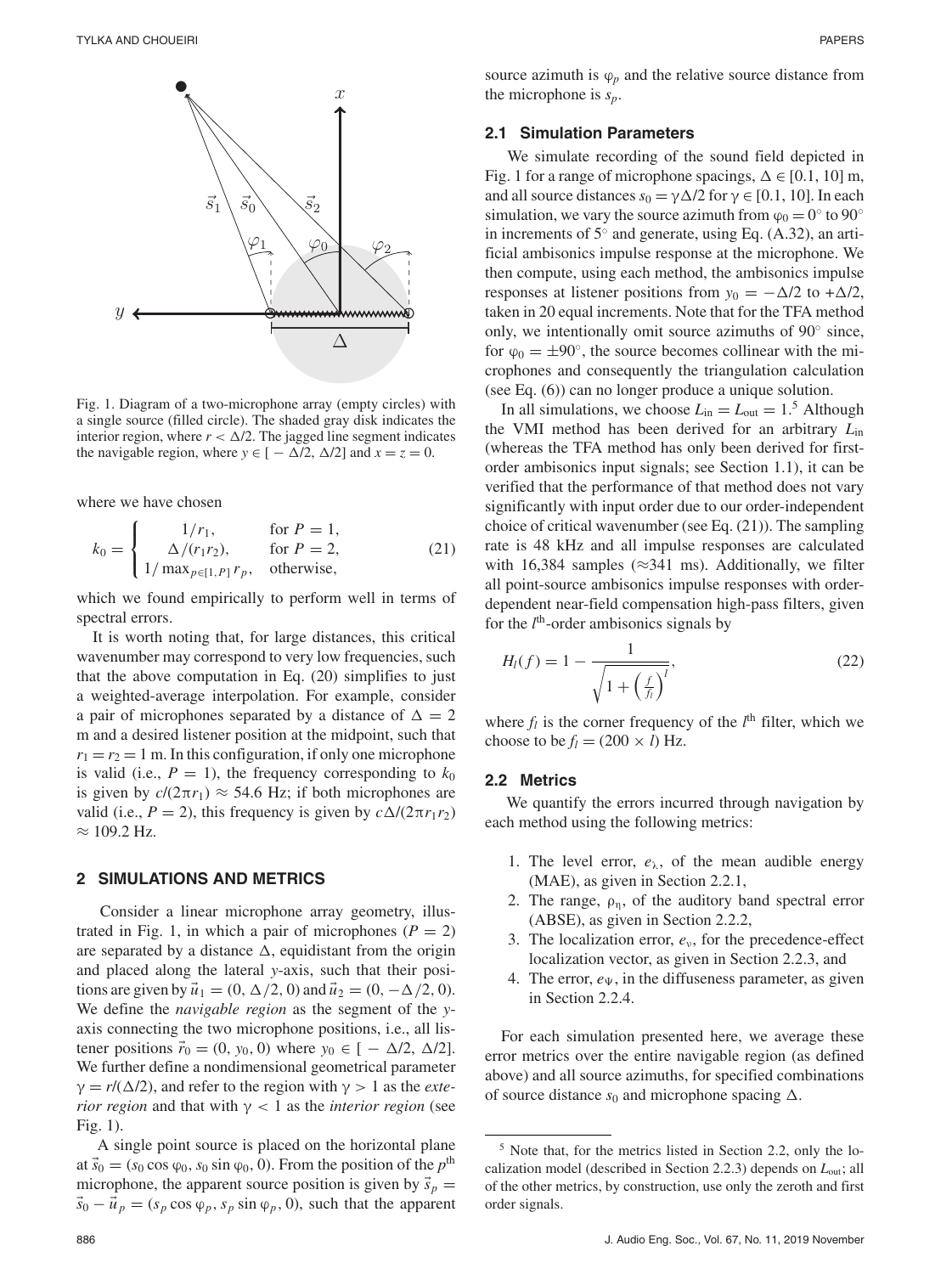Fig. 1. Diagram of a two-microphone array (empty circles) with a single source (filled circle). The shaded gray disk indicates the interior region, where $r < \Delta/2$. The jagged line segment indicates the navigable region, where $y \in [-\Delta/2, \Delta/2]$ and $x = z = 0$.

where we have chosen

$$k_0 = \begin{cases} 1/r_1, & \text{for } P = 1, \\ \Delta/(r_1 r_2), & \text{for } P = 2, \\ 1/\max_{p\in[1,P]} r_p, & \text{otherwise,} \end{cases} \tag{21}$$

which we found empirically to perform well in terms of spectral errors.

It is worth noting that, for large distances, this critical wavenumber may correspond to very low frequencies, such that the above computation in Eq. (20) simplifies to just a weighted-average interpolation. For example, consider a pair of microphones separated by a distance of $\Delta = 2$ m and a desired listener position at the midpoint, such that $r_1 = r_2 = 1$ m. In this configuration, if only one microphone is valid (i.e., $P = 1$), the frequency corresponding to $k_0$ is given by $c/(2\pi r_1) \approx 54.6$ Hz; if both microphones are valid (i.e., $P = 2$), this frequency is given by $c\Delta/(2\pi r_1 r_2) \approx 109.2$ Hz.

## 2 SIMULATIONS AND METRICS

Consider a linear microphone array geometry, illustrated in Fig. 1, in which a pair of microphones ($P = 2$) are separated by a distance $\Delta$, equidistant from the origin and placed along the lateral $y$-axis, such that their positions are given by $\vec{u}_1 = (0, \Delta/2, 0)$ and $\vec{u}_2 = (0, -\Delta/2, 0)$. We define the *navigable region* as the segment of the $y$-axis connecting the two microphone positions, i.e., all listener positions $\vec{r}_0 = (0, y_0, 0)$ where $y_0 \in [-\Delta/2, \Delta/2]$. We further define a nondimensional geometrical parameter $\gamma = r/(\Delta/2)$, and refer to the region with $\gamma > 1$ as the *exterior region* and that with $\gamma < 1$ as the *interior region* (see Fig. 1).

A single point source is placed on the horizontal plane at $\vec{s}_0 = (s_0 \cos\varphi_0, s_0 \sin\varphi_0, 0)$. From the position of the $p^{\text{th}}$ microphone, the apparent source position is given by $\vec{s}_p = \vec{s}_0 - \vec{u}_p = (s_p \cos\varphi_p, s_p \sin\varphi_p, 0)$, such that the apparent source azimuth is $\varphi_p$ and the relative source distance from the microphone is $s_p$.

### 2.1 Simulation Parameters

We simulate recording of the sound field depicted in Fig. 1 for a range of microphone spacings, $\Delta \in [0.1, 10]$ m, and all source distances $s_0 = \gamma\Delta/2$ for $\gamma \in [0.1, 10]$. In each simulation, we vary the source azimuth from $\varphi_0 = 0^\circ$ to $90^\circ$ in increments of $5^\circ$ and generate, using Eq. (A.32), an artificial ambisonics impulse response at the microphone. We then compute, using each method, the ambisonics impulse responses at listener positions from $y_0 = -\Delta/2$ to $+\Delta/2$, taken in 20 equal increments. Note that for the TFA method only, we intentionally omit source azimuths of $90^\circ$ since, for $\varphi_0 = \pm 90^\circ$, the source becomes collinear with the microphones and consequently the triangulation calculation (see Eq. (6)) can no longer produce a unique solution.

In all simulations, we choose $L_{\text{in}} = L_{\text{out}} = 1$.[5] Although the VMI method has been derived for an arbitrary $L_{\text{in}}$ (whereas the TFA method has only been derived for first-order ambisonics input signals; see Section 1.1), it can be verified that the performance of that method does not vary significantly with input order due to our order-independent choice of critical wavenumber (see Eq. (21)). The sampling rate is 48 kHz and all impulse responses are calculated with 16,384 samples ($\approx$341 ms). Additionally, we filter all point-source ambisonics impulse responses with order-dependent near-field compensation high-pass filters, given for the $l^{\text{th}}$-order ambisonics signals by

$$H_l(f) = 1 - \frac{1}{\sqrt{1 + \left(\frac{f}{f_l}\right)^l}}, \tag{22}$$

where $f_l$ is the corner frequency of the $l^{\text{th}}$ filter, which we choose to be $f_l = (200 \times l)$ Hz.

### 2.2 Metrics

We quantify the errors incurred through navigation by each method using the following metrics:

1. The level error, $e_\lambda$, of the mean audible energy (MAE), as given in Section 2.2.1,
2. The range, $\rho_\eta$, of the auditory band spectral error (ABSE), as given in Section 2.2.2,
3. The localization error, $e_v$, for the precedence-effect localization vector, as given in Section 2.2.3, and
4. The error, $e_\Psi$, in the diffuseness parameter, as given in Section 2.2.4.

For each simulation presented here, we average these error metrics over the entire navigable region (as defined above) and all source azimuths, for specified combinations of source distance $s_0$ and microphone spacing $\Delta$.

[5] Note that, for the metrics listed in Section 2.2, only the localization model (described in Section 2.2.3) depends on $L_{\text{out}}$; all of the other metrics, by construction, use only the zeroth and first order signals.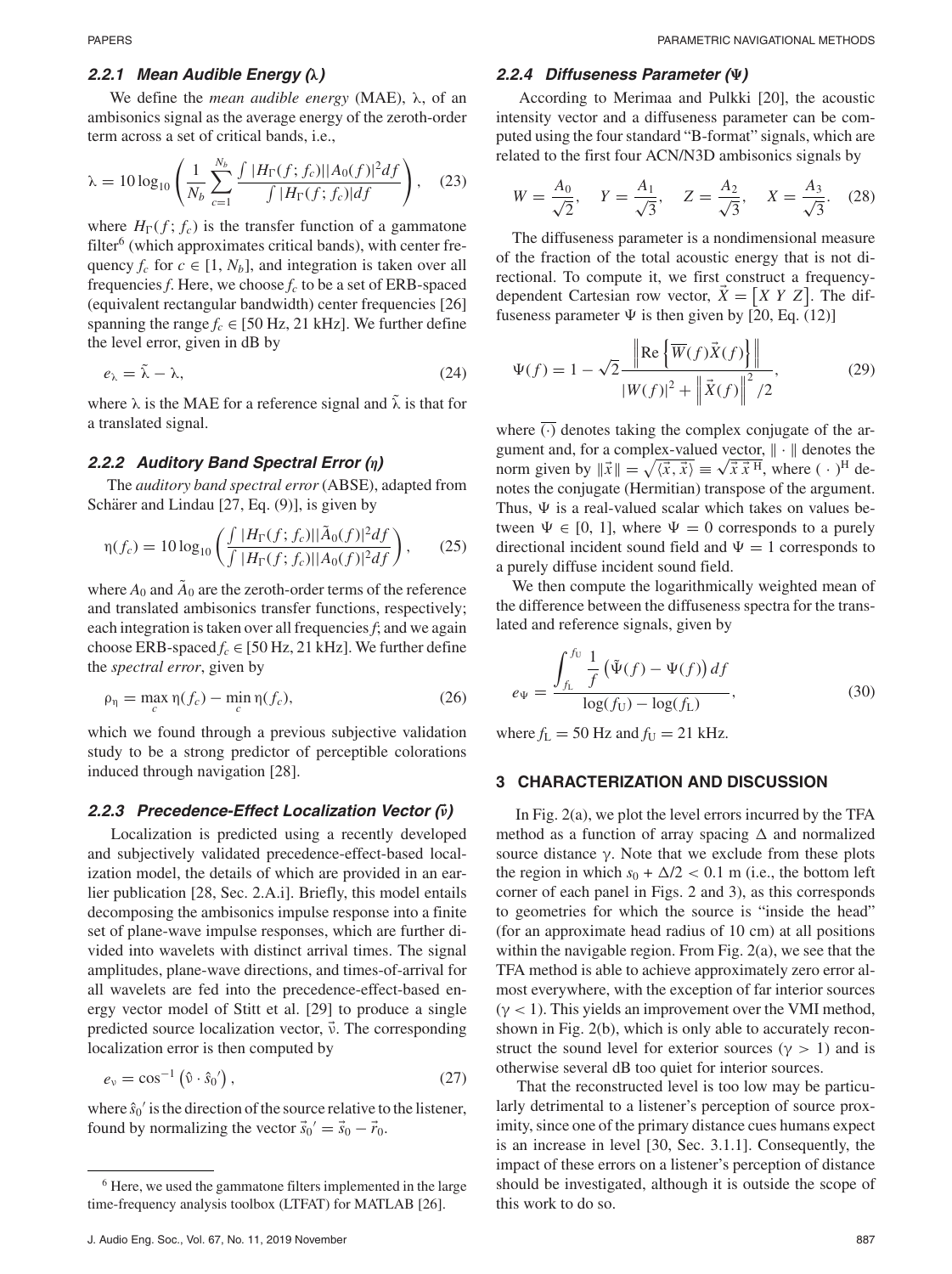#### 2.2.1 Mean Audible Energy ($\lambda$)

We define the *mean audible energy* (MAE), $\lambda$, of an ambisonics signal as the average energy of the zeroth-order term across a set of critical bands, i.e.,

$$\lambda = 10\log_{10}\left(\frac{1}{N_b}\sum_{c=1}^{N_b}\frac{\int |H_\Gamma(f;f_c)||A_0(f)|^2 df}{\int |H_\Gamma(f;f_c)| df}\right), \quad (23)$$

where $H_\Gamma(f;f_c)$ is the transfer function of a gammatone filter[6] (which approximates critical bands), with center frequency $f_c$ for $c \in [1, N_b]$, and integration is taken over all frequencies $f$. Here, we choose $f_c$ to be a set of ERB-spaced (equivalent rectangular bandwidth) center frequencies [26] spanning the range $f_c \in$ [50 Hz, 21 kHz]. We further define the level error, given in dB by

$$e_\lambda = \tilde{\lambda} - \lambda, \quad (24)$$

where $\lambda$ is the MAE for a reference signal and $\tilde{\lambda}$ is that for a translated signal.

#### 2.2.2 Auditory Band Spectral Error ($\eta$)

The *auditory band spectral error* (ABSE), adapted from Schärer and Lindau [27, Eq. (9)], is given by

$$\eta(f_c) = 10\log_{10}\left(\frac{\int |H_\Gamma(f;f_c)||\tilde{A}_0(f)|^2 df}{\int |H_\Gamma(f;f_c)||A_0(f)|^2 df}\right), \quad (25)$$

where $A_0$ and $\tilde{A}_0$ are the zeroth-order terms of the reference and translated ambisonics transfer functions, respectively; each integration is taken over all frequencies $f$; and we again choose ERB-spaced $f_c \in$ [50 Hz, 21 kHz]. We further define the *spectral error*, given by

$$\rho_\eta = \max_c \eta(f_c) - \min_c \eta(f_c), \quad (26)$$

which we found through a previous subjective validation study to be a strong predictor of perceptible colorations induced through navigation [28].

#### 2.2.3 Precedence-Effect Localization Vector ($\vec{v}$)

Localization is predicted using a recently developed and subjectively validated precedence-effect-based localization model, the details of which are provided in an earlier publication [28, Sec. 2.A.i]. Briefly, this model entails decomposing the ambisonics impulse response into a finite set of plane-wave impulse responses, which are further divided into wavelets with distinct arrival times. The signal amplitudes, plane-wave directions, and times-of-arrival for all wavelets are fed into the precedence-effect-based energy vector model of Stitt et al. [29] to produce a single predicted source localization vector, $\vec{v}$. The corresponding localization error is then computed by

$$e_v = \cos^{-1}\left(\hat{v}\cdot\hat{s}_0'\right), \quad (27)$$

where $\hat{s}_0'$ is the direction of the source relative to the listener, found by normalizing the vector $\vec{s}_0' = \vec{s}_0 - \vec{r}_0$.

[6] Here, we used the gammatone filters implemented in the large time-frequency analysis toolbox (LTFAT) for MATLAB [26].

#### 2.2.4 Diffuseness Parameter ($\Psi$)

According to Merimaa and Pulkki [20], the acoustic intensity vector and a diffuseness parameter can be computed using the four standard "B-format" signals, which are related to the first four ACN/N3D ambisonics signals by

$$W = \frac{A_0}{\sqrt{2}}, \quad Y = \frac{A_1}{\sqrt{3}}, \quad Z = \frac{A_2}{\sqrt{3}}, \quad X = \frac{A_3}{\sqrt{3}}. \quad (28)$$

The diffuseness parameter is a nondimensional measure of the fraction of the total acoustic energy that is not directional. To compute it, we first construct a frequency-dependent Cartesian row vector, $\vec{X} = \begin{bmatrix} X & Y & Z \end{bmatrix}$. The diffuseness parameter $\Psi$ is then given by [20, Eq. (12)]

$$\Psi(f) = 1 - \sqrt{2}\frac{\left\|\mathrm{Re}\left\{\overline{W}(f)\vec{X}(f)\right\}\right\|}{|W(f)|^2 + \left\|\vec{X}(f)\right\|^2/2}, \quad (29)$$

where $\overline{(\cdot)}$ denotes taking the complex conjugate of the argument and, for a complex-valued vector, $\|\cdot\|$ denotes the norm given by $\|\vec{x}\| = \sqrt{\langle\vec{x},\vec{x}\rangle} \equiv \sqrt{\vec{x}\,\vec{x}^{\,\mathrm{H}}}$, where $(\cdot)^{\mathrm{H}}$ denotes the conjugate (Hermitian) transpose of the argument. Thus, $\Psi$ is a real-valued scalar which takes on values between $\Psi \in [0, 1]$, where $\Psi = 0$ corresponds to a purely directional incident sound field and $\Psi = 1$ corresponds to a purely diffuse incident sound field.

We then compute the logarithmically weighted mean of the difference between the diffuseness spectra for the translated and reference signals, given by

$$e_\Psi = \frac{\displaystyle\int_{f_L}^{f_U}\frac{1}{f}\left(\tilde{\Psi}(f) - \Psi(f)\right)df}{\log(f_U) - \log(f_L)}, \quad (30)$$

where $f_L = 50$ Hz and $f_U = 21$ kHz.

## 3 CHARACTERIZATION AND DISCUSSION

In Fig. 2(a), we plot the level errors incurred by the TFA method as a function of array spacing $\Delta$ and normalized source distance $\gamma$. Note that we exclude from these plots the region in which $s_0 + \Delta/2 < 0.1$ m (i.e., the bottom left corner of each panel in Figs. 2 and 3), as this corresponds to geometries for which the source is "inside the head" (for an approximate head radius of 10 cm) at all positions within the navigable region. From Fig. 2(a), we see that the TFA method is able to achieve approximately zero error almost everywhere, with the exception of far interior sources ($\gamma < 1$). This yields an improvement over the VMI method, shown in Fig. 2(b), which is only able to accurately reconstruct the sound level for exterior sources ($\gamma > 1$) and is otherwise several dB too quiet for interior sources.

That the reconstructed level is too low may be particularly detrimental to a listener's perception of source proximity, since one of the primary distance cues humans expect is an increase in level [30, Sec. 3.1.1]. Consequently, the impact of these errors on a listener's perception of distance should be investigated, although it is outside the scope of this work to do so.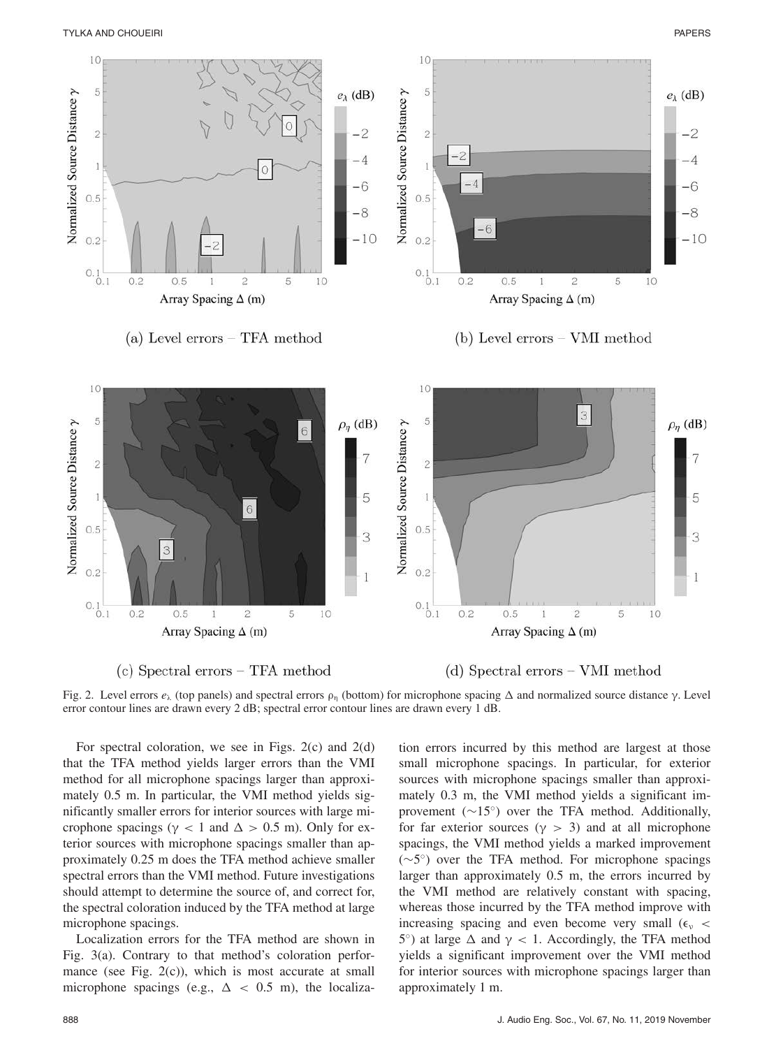(a) Level errors – TFA method

(b) Level errors – VMI method

(c) Spectral errors – TFA method

(d) Spectral errors – VMI method

Fig. 2. Level errors $e_\lambda$ (top panels) and spectral errors $\rho_\eta$ (bottom) for microphone spacing $\Delta$ and normalized source distance $\gamma$. Level error contour lines are drawn every 2 dB; spectral error contour lines are drawn every 1 dB.

For spectral coloration, we see in Figs. 2(c) and 2(d) that the TFA method yields larger errors than the VMI method for all microphone spacings larger than approximately 0.5 m. In particular, the VMI method yields significantly smaller errors for interior sources with large microphone spacings ($\gamma < 1$ and $\Delta > 0.5$ m). Only for exterior sources with microphone spacings smaller than approximately 0.25 m does the TFA method achieve smaller spectral errors than the VMI method. Future investigations should attempt to determine the source of, and correct for, the spectral coloration induced by the TFA method at large microphone spacings.

Localization errors for the TFA method are shown in Fig. 3(a). Contrary to that method's coloration performance (see Fig. 2(c)), which is most accurate at small microphone spacings (e.g., $\Delta < 0.5$ m), the localization errors incurred by this method are largest at those small microphone spacings. In particular, for exterior sources with microphone spacings smaller than approximately 0.3 m, the VMI method yields a significant improvement (~15°) over the TFA method. Additionally, for far exterior sources ($\gamma > 3$) and at all microphone spacings, the VMI method yields a marked improvement (~5°) over the TFA method. For microphone spacings larger than approximately 0.5 m, the errors incurred by the VMI method are relatively constant with spacing, whereas those incurred by the TFA method improve with increasing spacing and even become very small ($\epsilon_\nu < 5°$) at large $\Delta$ and $\gamma < 1$. Accordingly, the TFA method yields a significant improvement over the VMI method for interior sources with microphone spacings larger than approximately 1 m.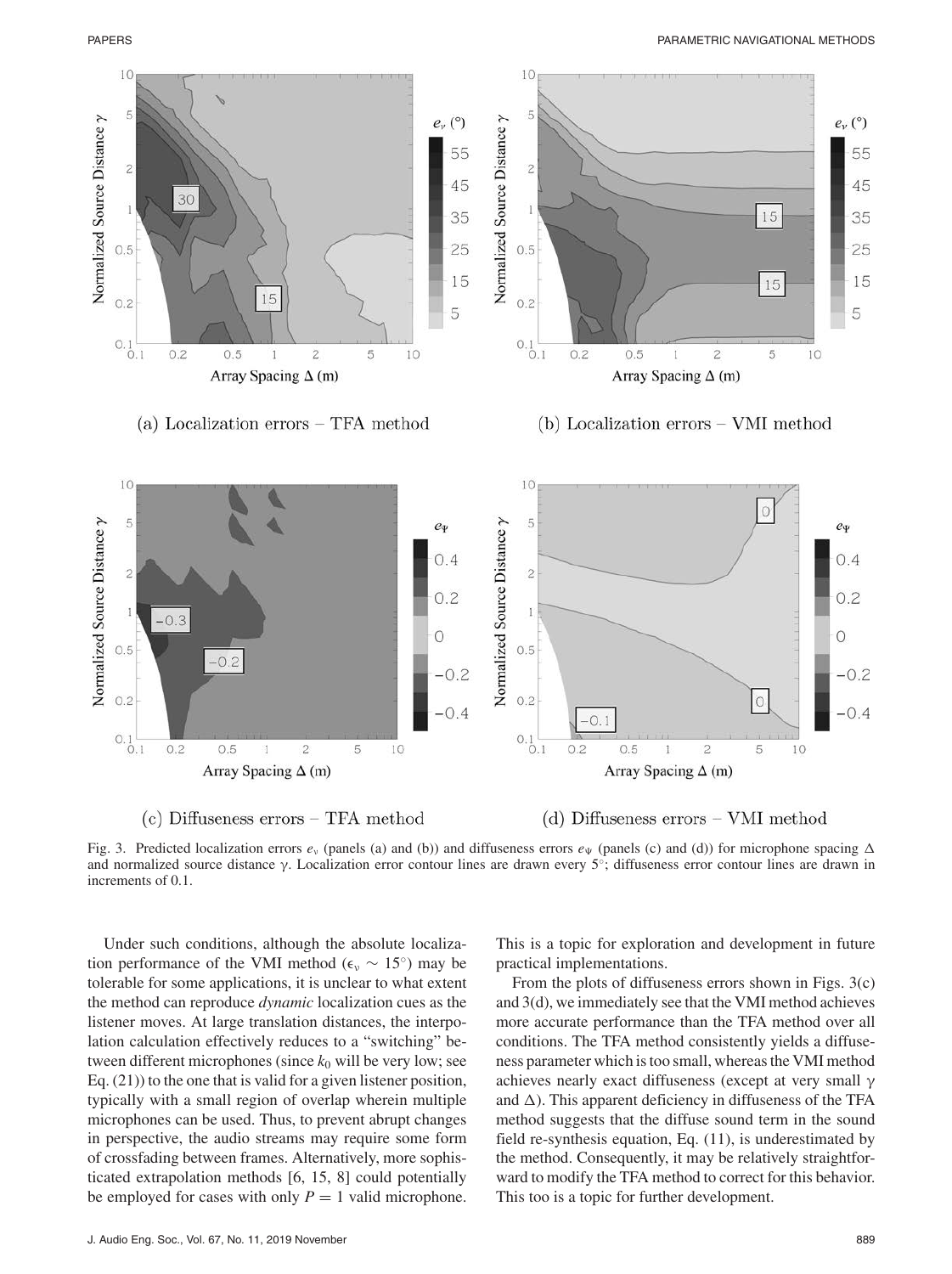(a) Localization errors – TFA method

(b) Localization errors – VMI method

(c) Diffuseness errors – TFA method

(d) Diffuseness errors – VMI method

Fig. 3. Predicted localization errors $e_\upsilon$ (panels (a) and (b)) and diffuseness errors $e_\Psi$ (panels (c) and (d)) for microphone spacing $\Delta$ and normalized source distance $\gamma$. Localization error contour lines are drawn every 5°; diffuseness error contour lines are drawn in increments of 0.1.

Under such conditions, although the absolute localization performance of the VMI method ($\epsilon_\upsilon \sim 15°$) may be tolerable for some applications, it is unclear to what extent the method can reproduce *dynamic* localization cues as the listener moves. At large translation distances, the interpolation calculation effectively reduces to a "switching" between different microphones (since $k_0$ will be very low; see Eq. (21)) to the one that is valid for a given listener position, typically with a small region of overlap wherein multiple microphones can be used. Thus, to prevent abrupt changes in perspective, the audio streams may require some form of crossfading between frames. Alternatively, more sophisticated extrapolation methods [6, 15, 8] could potentially be employed for cases with only $P = 1$ valid microphone. This is a topic for exploration and development in future practical implementations.

From the plots of diffuseness errors shown in Figs. 3(c) and 3(d), we immediately see that the VMI method achieves more accurate performance than the TFA method over all conditions. The TFA method consistently yields a diffuseness parameter which is too small, whereas the VMI method achieves nearly exact diffuseness (except at very small $\gamma$ and $\Delta$). This apparent deficiency in diffuseness of the TFA method suggests that the diffuse sound term in the sound field re-synthesis equation, Eq. (11), is underestimated by the method. Consequently, it may be relatively straightforward to modify the TFA method to correct for this behavior. This too is a topic for further development.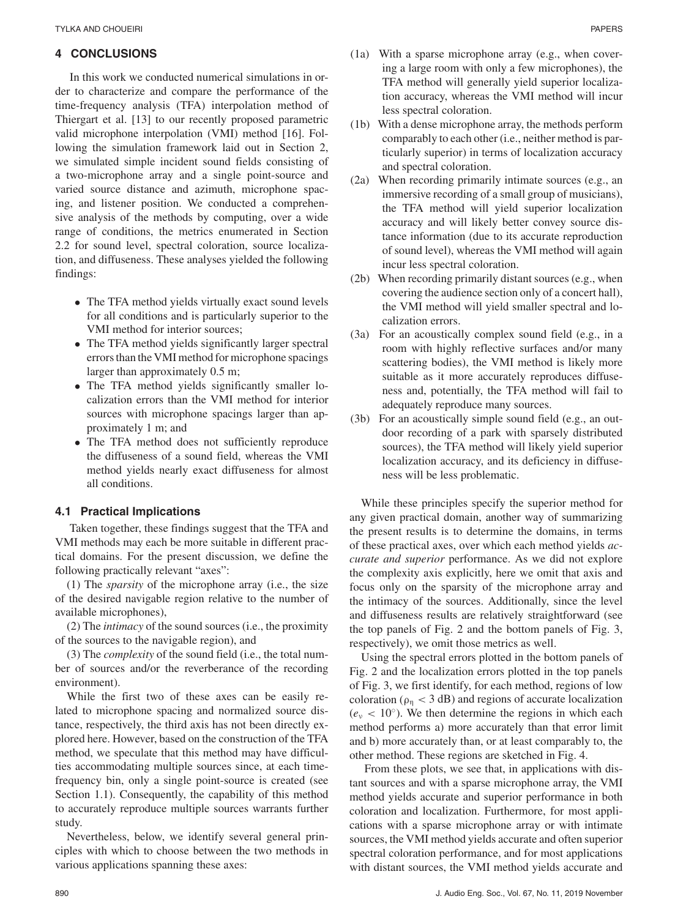## 4 CONCLUSIONS

In this work we conducted numerical simulations in order to characterize and compare the performance of the time-frequency analysis (TFA) interpolation method of Thiergart et al. [13] to our recently proposed parametric valid microphone interpolation (VMI) method [16]. Following the simulation framework laid out in Section 2, we simulated simple incident sound fields consisting of a two-microphone array and a single point-source and varied source distance and azimuth, microphone spacing, and listener position. We conducted a comprehensive analysis of the methods by computing, over a wide range of conditions, the metrics enumerated in Section 2.2 for sound level, spectral coloration, source localization, and diffuseness. These analyses yielded the following findings:

- The TFA method yields virtually exact sound levels for all conditions and is particularly superior to the VMI method for interior sources;
- The TFA method yields significantly larger spectral errors than the VMI method for microphone spacings larger than approximately 0.5 m;
- The TFA method yields significantly smaller localization errors than the VMI method for interior sources with microphone spacings larger than approximately 1 m; and
- The TFA method does not sufficiently reproduce the diffuseness of a sound field, whereas the VMI method yields nearly exact diffuseness for almost all conditions.

### 4.1 Practical Implications

Taken together, these findings suggest that the TFA and VMI methods may each be more suitable in different practical domains. For the present discussion, we define the following practically relevant "axes":

(1) The *sparsity* of the microphone array (i.e., the size of the desired navigable region relative to the number of available microphones),

(2) The *intimacy* of the sound sources (i.e., the proximity of the sources to the navigable region), and

(3) The *complexity* of the sound field (i.e., the total number of sources and/or the reverberance of the recording environment).

While the first two of these axes can be easily related to microphone spacing and normalized source distance, respectively, the third axis has not been directly explored here. However, based on the construction of the TFA method, we speculate that this method may have difficulties accommodating multiple sources since, at each time-frequency bin, only a single point-source is created (see Section 1.1). Consequently, the capability of this method to accurately reproduce multiple sources warrants further study.

Nevertheless, below, we identify several general principles with which to choose between the two methods in various applications spanning these axes:

(1a) With a sparse microphone array (e.g., when covering a large room with only a few microphones), the TFA method will generally yield superior localization accuracy, whereas the VMI method will incur less spectral coloration.

(1b) With a dense microphone array, the methods perform comparably to each other (i.e., neither method is particularly superior) in terms of localization accuracy and spectral coloration.

(2a) When recording primarily intimate sources (e.g., an immersive recording of a small group of musicians), the TFA method will yield superior localization accuracy and will likely better convey source distance information (due to its accurate reproduction of sound level), whereas the VMI method will again incur less spectral coloration.

(2b) When recording primarily distant sources (e.g., when covering the audience section only of a concert hall), the VMI method will yield smaller spectral and localization errors.

(3a) For an acoustically complex sound field (e.g., in a room with highly reflective surfaces and/or many scattering bodies), the VMI method is likely more suitable as it more accurately reproduces diffuseness and, potentially, the TFA method will fail to adequately reproduce many sources.

(3b) For an acoustically simple sound field (e.g., an outdoor recording of a park with sparsely distributed sources), the TFA method will likely yield superior localization accuracy, and its deficiency in diffuseness will be less problematic.

While these principles specify the superior method for any given practical domain, another way of summarizing the present results is to determine the domains, in terms of these practical axes, over which each method yields *accurate and superior* performance. As we did not explore the complexity axis explicitly, here we omit that axis and focus only on the sparsity of the microphone array and the intimacy of the sources. Additionally, since the level and diffuseness results are relatively straightforward (see the top panels of Fig. 2 and the bottom panels of Fig. 3, respectively), we omit those metrics as well.

Using the spectral errors plotted in the bottom panels of Fig. 2 and the localization errors plotted in the top panels of Fig. 3, we first identify, for each method, regions of low coloration ($\rho_\eta < 3$ dB) and regions of accurate localization ($e_v < 10°$). We then determine the regions in which each method performs a) more accurately than that error limit and b) more accurately than, or at least comparably to, the other method. These regions are sketched in Fig. 4.

From these plots, we see that, in applications with distant sources and with a sparse microphone array, the VMI method yields accurate and superior performance in both coloration and localization. Furthermore, for most applications with a sparse microphone array or with intimate sources, the VMI method yields accurate and often superior spectral coloration performance, and for most applications with distant sources, the VMI method yields accurate and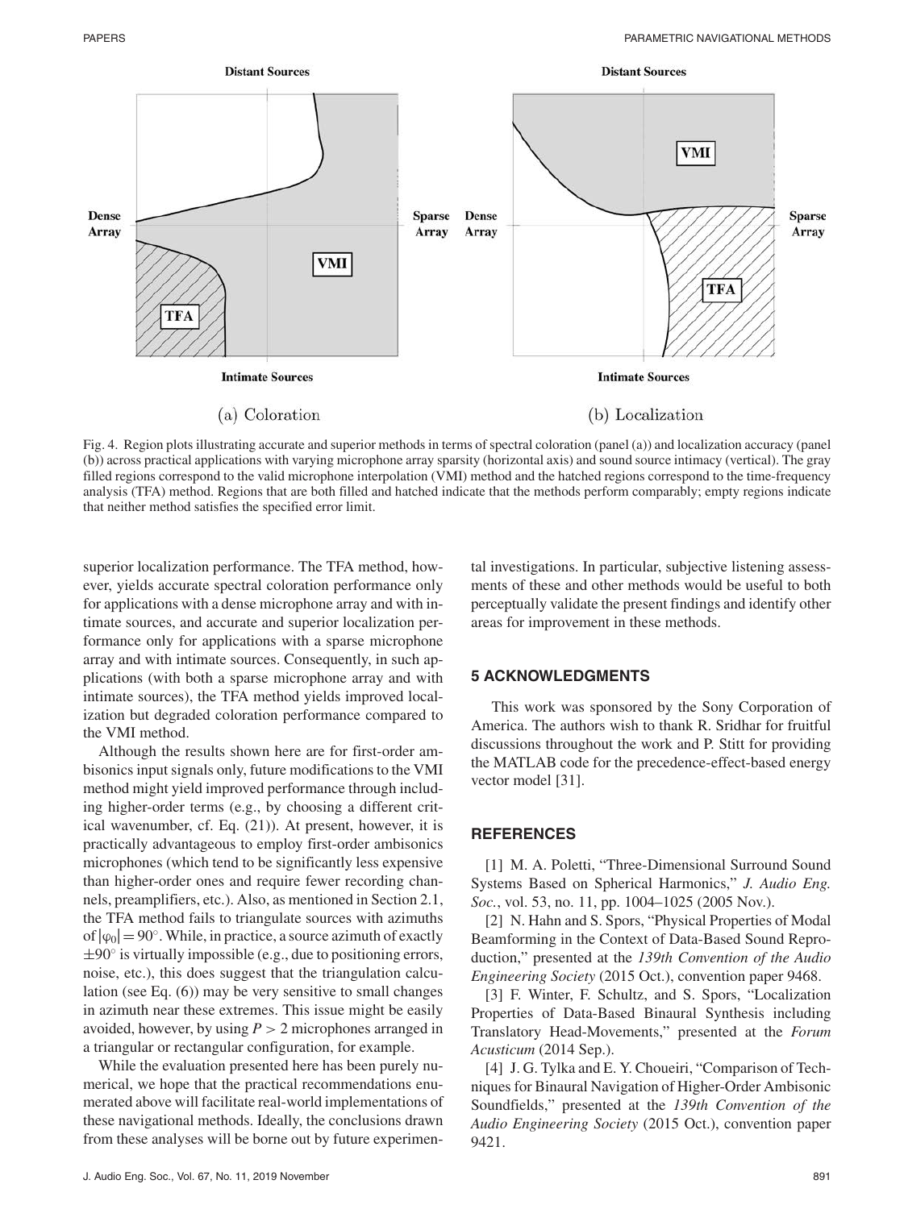Fig. 4. Region plots illustrating accurate and superior methods in terms of spectral coloration (panel (a)) and localization accuracy (panel (b)) across practical applications with varying microphone array sparsity (horizontal axis) and sound source intimacy (vertical). The gray filled regions correspond to the valid microphone interpolation (VMI) method and the hatched regions correspond to the time-frequency analysis (TFA) method. Regions that are both filled and hatched indicate that the methods perform comparably; empty regions indicate that neither method satisfies the specified error limit.

superior localization performance. The TFA method, however, yields accurate spectral coloration performance only for applications with a dense microphone array and with intimate sources, and accurate and superior localization performance only for applications with a sparse microphone array and with intimate sources. Consequently, in such applications (with both a sparse microphone array and with intimate sources), the TFA method yields improved localization but degraded coloration performance compared to the VMI method.

Although the results shown here are for first-order ambisonics input signals only, future modifications to the VMI method might yield improved performance through including higher-order terms (e.g., by choosing a different critical wavenumber, cf. Eq. (21)). At present, however, it is practically advantageous to employ first-order ambisonics microphones (which tend to be significantly less expensive than higher-order ones and require fewer recording channels, preamplifiers, etc.). Also, as mentioned in Section 2.1, the TFA method fails to triangulate sources with azimuths of $|\varphi_0| = 90^\circ$. While, in practice, a source azimuth of exactly $\pm 90^\circ$ is virtually impossible (e.g., due to positioning errors, noise, etc.), this does suggest that the triangulation calculation (see Eq. (6)) may be very sensitive to small changes in azimuth near these extremes. This issue might be easily avoided, however, by using $P > 2$ microphones arranged in a triangular or rectangular configuration, for example.

While the evaluation presented here has been purely numerical, we hope that the practical recommendations enumerated above will facilitate real-world implementations of these navigational methods. Ideally, the conclusions drawn from these analyses will be borne out by future experimental investigations. In particular, subjective listening assessments of these and other methods would be useful to both perceptually validate the present findings and identify other areas for improvement in these methods.

## 5 ACKNOWLEDGMENTS

This work was sponsored by the Sony Corporation of America. The authors wish to thank R. Sridhar for fruitful discussions throughout the work and P. Stitt for providing the MATLAB code for the precedence-effect-based energy vector model [31].

## REFERENCES

[1] M. A. Poletti, "Three-Dimensional Surround Sound Systems Based on Spherical Harmonics," *J. Audio Eng. Soc.*, vol. 53, no. 11, pp. 1004–1025 (2005 Nov.).

[2] N. Hahn and S. Spors, "Physical Properties of Modal Beamforming in the Context of Data-Based Sound Reproduction," presented at the *139th Convention of the Audio Engineering Society* (2015 Oct.), convention paper 9468.

[3] F. Winter, F. Schultz, and S. Spors, "Localization Properties of Data-Based Binaural Synthesis including Translatory Head-Movements," presented at the *Forum Acusticum* (2014 Sep.).

[4] J. G. Tylka and E. Y. Choueiri, "Comparison of Techniques for Binaural Navigation of Higher-Order Ambisonic Soundfields," presented at the *139th Convention of the Audio Engineering Society* (2015 Oct.), convention paper 9421.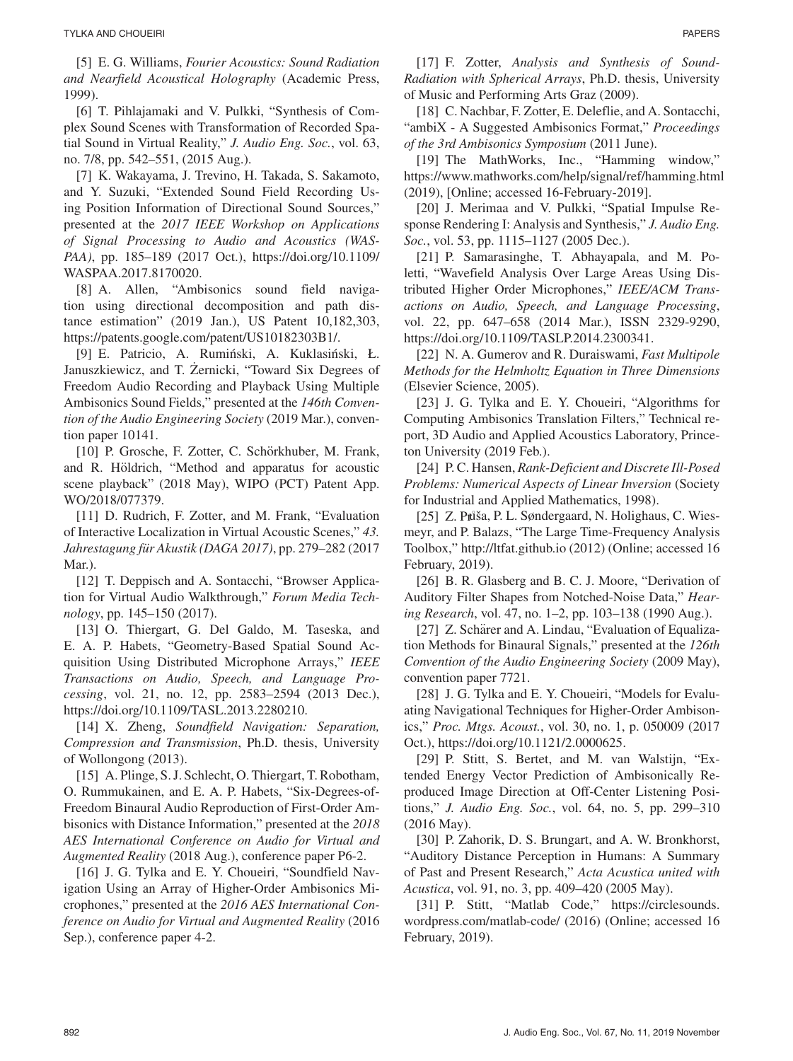[5] E. G. Williams, *Fourier Acoustics: Sound Radiation and Nearfield Acoustical Holography* (Academic Press, 1999).

[6] T. Pihlajamaki and V. Pulkki, "Synthesis of Complex Sound Scenes with Transformation of Recorded Spatial Sound in Virtual Reality," *J. Audio Eng. Soc.*, vol. 63, no. 7/8, pp. 542–551, (2015 Aug.).

[7] K. Wakayama, J. Trevino, H. Takada, S. Sakamoto, and Y. Suzuki, "Extended Sound Field Recording Using Position Information of Directional Sound Sources," presented at the *2017 IEEE Workshop on Applications of Signal Processing to Audio and Acoustics (WASPAA)*, pp. 185–189 (2017 Oct.), https://doi.org/10.1109/WASPAA.2017.8170020.

[8] A. Allen, "Ambisonics sound field navigation using directional decomposition and path distance estimation" (2019 Jan.), US Patent 10,182,303, https://patents.google.com/patent/US10182303B1/.

[9] E. Patricio, A. Rumiński, A. Kuklasiński, Ł. Januszkiewicz, and T. Żernicki, "Toward Six Degrees of Freedom Audio Recording and Playback Using Multiple Ambisonics Sound Fields," presented at the *146th Convention of the Audio Engineering Society* (2019 Mar.), convention paper 10141.

[10] P. Grosche, F. Zotter, C. Schörkhuber, M. Frank, and R. Höldrich, "Method and apparatus for acoustic scene playback" (2018 May), WIPO (PCT) Patent App. WO/2018/077379.

[11] D. Rudrich, F. Zotter, and M. Frank, "Evaluation of Interactive Localization in Virtual Acoustic Scenes," *43. Jahrestagung für Akustik (DAGA 2017)*, pp. 279–282 (2017 Mar.).

[12] T. Deppisch and A. Sontacchi, "Browser Application for Virtual Audio Walkthrough," *Forum Media Technology*, pp. 145–150 (2017).

[13] O. Thiergart, G. Del Galdo, M. Taseska, and E. A. P. Habets, "Geometry-Based Spatial Sound Acquisition Using Distributed Microphone Arrays," *IEEE Transactions on Audio, Speech, and Language Processing*, vol. 21, no. 12, pp. 2583–2594 (2013 Dec.), https://doi.org/10.1109/TASL.2013.2280210.

[14] X. Zheng, *Soundfield Navigation: Separation, Compression and Transmission*, Ph.D. thesis, University of Wollongong (2013).

[15] A. Plinge, S. J. Schlecht, O. Thiergart, T. Robotham, O. Rummukainen, and E. A. P. Habets, "Six-Degrees-of-Freedom Binaural Audio Reproduction of First-Order Ambisonics with Distance Information," presented at the *2018 AES International Conference on Audio for Virtual and Augmented Reality* (2018 Aug.), conference paper P6-2.

[16] J. G. Tylka and E. Y. Choueiri, "Soundfield Navigation Using an Array of Higher-Order Ambisonics Microphones," presented at the *2016 AES International Conference on Audio for Virtual and Augmented Reality* (2016 Sep.), conference paper 4-2.

[17] F. Zotter, *Analysis and Synthesis of Sound-Radiation with Spherical Arrays*, Ph.D. thesis, University of Music and Performing Arts Graz (2009).

[18] C. Nachbar, F. Zotter, E. Deleflie, and A. Sontacchi, "ambiX - A Suggested Ambisonics Format," *Proceedings of the 3rd Ambisonics Symposium* (2011 June).

[19] The MathWorks, Inc., "Hamming window," https://www.mathworks.com/help/signal/ref/hamming.html (2019), [Online; accessed 16-February-2019].

[20] J. Merimaa and V. Pulkki, "Spatial Impulse Response Rendering I: Analysis and Synthesis," *J. Audio Eng. Soc.*, vol. 53, pp. 1115–1127 (2005 Dec.).

[21] P. Samarasinghe, T. Abhayapala, and M. Poletti, "Wavefield Analysis Over Large Areas Using Distributed Higher Order Microphones," *IEEE/ACM Transactions on Audio, Speech, and Language Processing*, vol. 22, pp. 647–658 (2014 Mar.), ISSN 2329-9290, https://doi.org/10.1109/TASLP.2014.2300341.

[22] N. A. Gumerov and R. Duraiswami, *Fast Multipole Methods for the Helmholtz Equation in Three Dimensions* (Elsevier Science, 2005).

[23] J. G. Tylka and E. Y. Choueiri, "Algorithms for Computing Ambisonics Translation Filters," Technical report, 3D Audio and Applied Acoustics Laboratory, Princeton University (2019 Feb.).

[24] P. C. Hansen, *Rank-Deficient and Discrete Ill-Posed Problems: Numerical Aspects of Linear Inversion* (Society for Industrial and Applied Mathematics, 1998).

[25] Z. Průša, P. L. Søndergaard, N. Holighaus, C. Wiesmeyr, and P. Balazs, "The Large Time-Frequency Analysis Toolbox," http://ltfat.github.io (2012) (Online; accessed 16 February, 2019).

[26] B. R. Glasberg and B. C. J. Moore, "Derivation of Auditory Filter Shapes from Notched-Noise Data," *Hearing Research*, vol. 47, no. 1–2, pp. 103–138 (1990 Aug.).

[27] Z. Schärer and A. Lindau, "Evaluation of Equalization Methods for Binaural Signals," presented at the *126th Convention of the Audio Engineering Society* (2009 May), convention paper 7721.

[28] J. G. Tylka and E. Y. Choueiri, "Models for Evaluating Navigational Techniques for Higher-Order Ambisonics," *Proc. Mtgs. Acoust.*, vol. 30, no. 1, p. 050009 (2017 Oct.), https://doi.org/10.1121/2.0000625.

[29] P. Stitt, S. Bertet, and M. van Walstijn, "Extended Energy Vector Prediction of Ambisonically Reproduced Image Direction at Off-Center Listening Positions," *J. Audio Eng. Soc.*, vol. 64, no. 5, pp. 299–310 (2016 May).

[30] P. Zahorik, D. S. Brungart, and A. W. Bronkhorst, "Auditory Distance Perception in Humans: A Summary of Past and Present Research," *Acta Acustica united with Acustica*, vol. 91, no. 3, pp. 409–420 (2005 May).

[31] P. Stitt, "Matlab Code," https://circlesounds.wordpress.com/matlab-code/ (2016) (Online; accessed 16 February, 2019).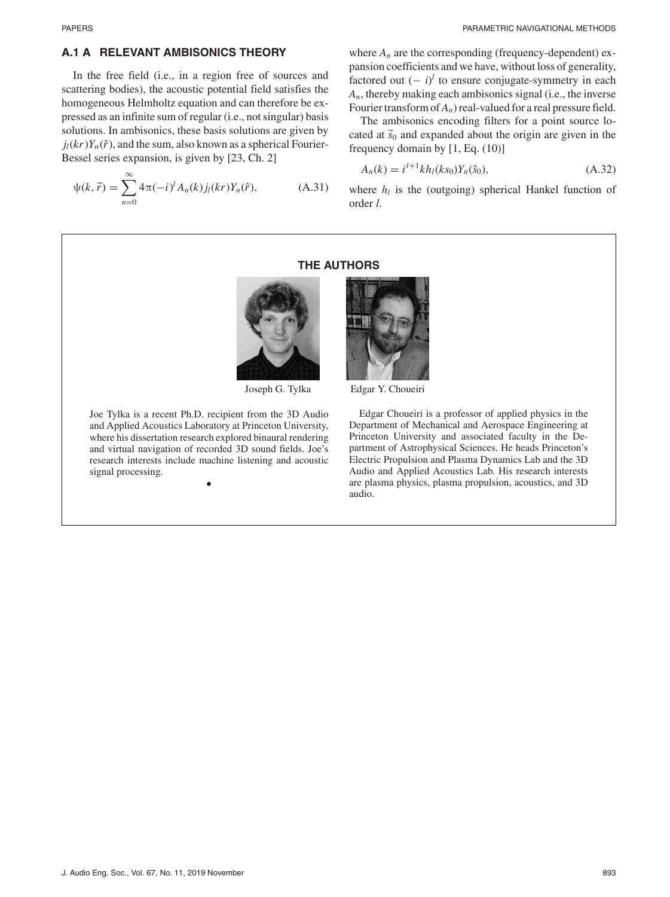## A.1 A RELEVANT AMBISONICS THEORY

In the free field (i.e., in a region free of sources and scattering bodies), the acoustic potential field satisfies the homogeneous Helmholtz equation and can therefore be expressed as an infinite sum of regular (i.e., not singular) basis solutions. In ambisonics, these basis solutions are given by $j_l(kr)Y_n(\hat{r})$, and the sum, also known as a spherical Fourier-Bessel series expansion, is given by [23, Ch. 2]

$$\psi(k, \vec{r}) = \sum_{n=0}^{\infty} 4\pi(-i)^l A_n(k) j_l(kr) Y_n(\hat{r}), \tag{A.31}$$

where $A_n$ are the corresponding (frequency-dependent) expansion coefficients and we have, without loss of generality, factored out $(-i)^l$ to ensure conjugate-symmetry in each $A_n$, thereby making each ambisonics signal (i.e., the inverse Fourier transform of $A_n$) real-valued for a real pressure field.

The ambisonics encoding filters for a point source located at $\vec{s}_0$ and expanded about the origin are given in the frequency domain by [1, Eq. (10)]

$$A_n(k) = i^{l+1} k h_l(ks_0) Y_n(\hat{s}_0), \tag{A.32}$$

where $h_l$ is the (outgoing) spherical Hankel function of order $l$.

## THE AUTHORS

Joseph G. Tylka

Edgar Y. Choueiri

Joe Tylka is a recent Ph.D. recipient from the 3D Audio and Applied Acoustics Laboratory at Princeton University, where his dissertation research explored binaural rendering and virtual navigation of recorded 3D sound fields. Joe's research interests include machine listening and acoustic signal processing.

•

Edgar Choueiri is a professor of applied physics in the Department of Mechanical and Aerospace Engineering at Princeton University and associated faculty in the Department of Astrophysical Sciences. He heads Princeton's Electric Propulsion and Plasma Dynamics Lab and the 3D Audio and Applied Acoustics Lab. His research interests are plasma physics, plasma propulsion, acoustics, and 3D audio.